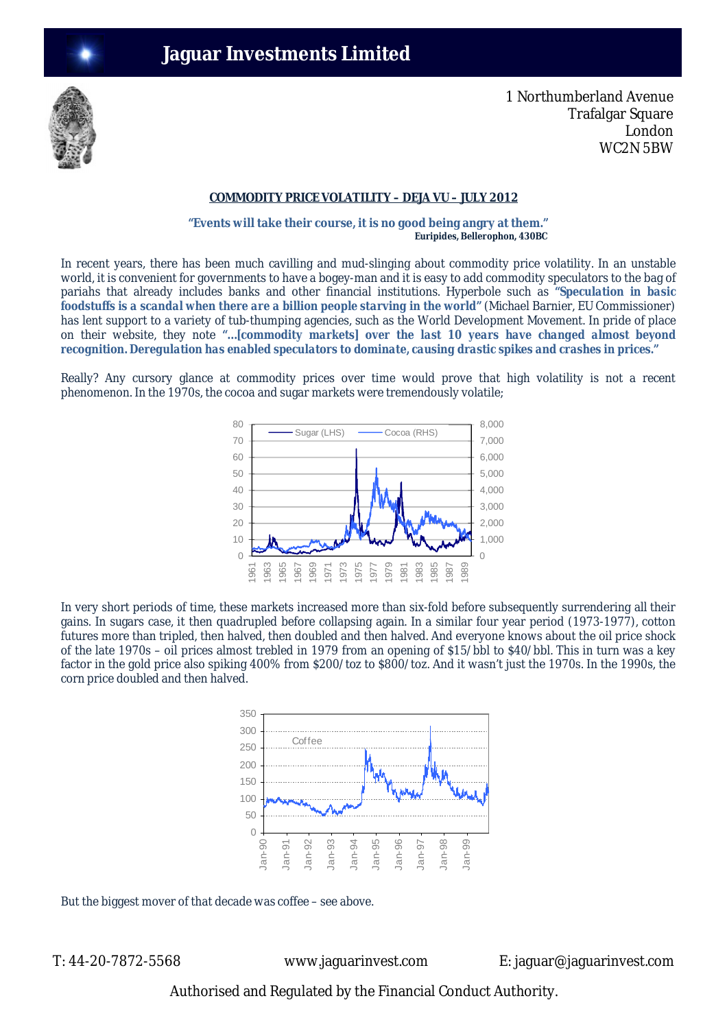# Jaguar Investments Limited

1 Northumberland Avenue
Trafalgar Square
London
WC2N 5BW

## COMMODITY PRICE VOLATILITY – DEJA VU – JULY 2012

**"Events will take their course, it is no good being angry at them."**
**Euripides, Bellerophon, 430BC**

In recent years, there has been much cavilling and mud-slinging about commodity price volatility. In an unstable world, it is convenient for governments to have a bogey-man and it is easy to add commodity speculators to the bag of pariahs that already includes banks and other financial institutions. Hyperbole such as **"Speculation in basic foodstuffs is a scandal when there are a billion people starving in the world"** (Michael Barnier, EU Commissioner) has lent support to a variety of tub-thumping agencies, such as the World Development Movement. In pride of place on their website, they note ***"…[commodity markets] over the last 10 years have changed almost beyond recognition. Deregulation has enabled speculators to dominate, causing drastic spikes and crashes in prices."***

Really? Any cursory glance at commodity prices over time would prove that high volatility is not a recent phenomenon. In the 1970s, the cocoa and sugar markets were tremendously volatile;

In very short periods of time, these markets increased more than six-fold before subsequently surrendering all their gains. In sugars case, it then quadrupled before collapsing again. In a similar four year period (1973-1977), cotton futures more than tripled, then halved, then doubled and then halved. And everyone knows about the oil price shock of the late 1970s – oil prices almost trebled in 1979 from an opening of \$15/bbl to \$40/bbl. This in turn was a key factor in the gold price also spiking 400% from \$200/toz to \$800/toz. And it wasn't just the 1970s. In the 1990s, the corn price doubled and then halved.

But the biggest mover of that decade was coffee – see above.

T: 44-20-7872-5568 www.jaguarinvest.com E: jaguar@jaguarinvest.com

Authorised and Regulated by the Financial Conduct Authority.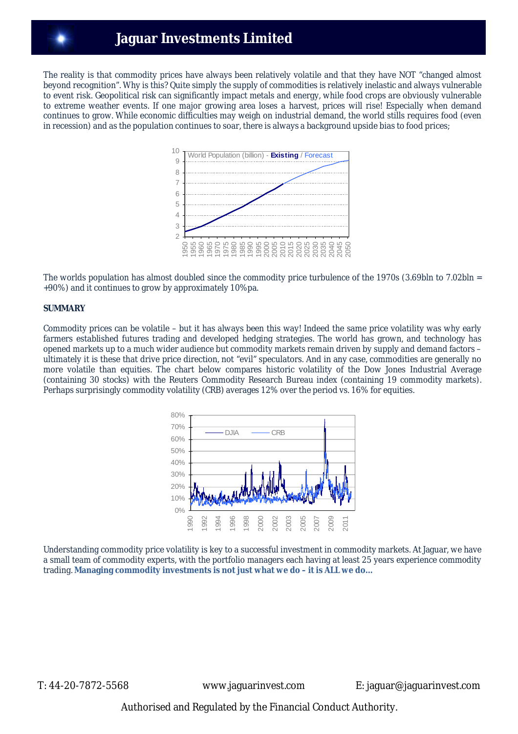The reality is that commodity prices have always been relatively volatile and that they have NOT "changed almost beyond recognition". Why is this? Quite simply the supply of commodities is relatively inelastic and always vulnerable to event risk. Geopolitical risk can significantly impact metals and energy, while food crops are obviously vulnerable to extreme weather events. If one major growing area loses a harvest, prices will rise! Especially when demand continues to grow. While economic difficulties may weigh on industrial demand, the world stills requires food (even in recession) and as the population continues to soar, there is always a background upside bias to food prices;

World Population (billion) - Existing / Forecast
10
9
8
7
6
5
4
3
2
1950 1955 1960 1965 1970 1975 1980 1985 1990 1995 2000 2005 2010 2015 2020 2025 2030 2035 2040 2045 2050

The worlds population has almost doubled since the commodity price turbulence of the 1970s (3.69bln to 7.02bln = +90%) and it continues to grow by approximately 10%pa.

**SUMMARY**

Commodity prices can be volatile – but it has always been this way! Indeed the same price volatility was why early farmers established futures trading and developed hedging strategies. The world has grown, and technology has opened markets up to a much wider audience but commodity markets remain driven by supply and demand factors – ultimately it is these that drive price direction, not "evil" speculators. And in any case, commodities are generally no more volatile than equities. The chart below compares historic volatility of the Dow Jones Industrial Average (containing 30 stocks) with the Reuters Commodity Research Bureau index (containing 19 commodity markets). Perhaps surprisingly commodity volatility (CRB) averages 12% over the period vs. 16% for equities.

DJIA
CRB
80%
70%
60%
50%
40%
30%
20%
10%
0%
1990 1992 1994 1996 1998 2000 2002 2003 2005 2007 2009 2011

Understanding commodity price volatility is key to a successful investment in commodity markets. At Jaguar, we have a small team of commodity experts, with the portfolio managers each having at least 25 years experience commodity trading. **Managing commodity investments is not just what we do – it is ALL we do…**